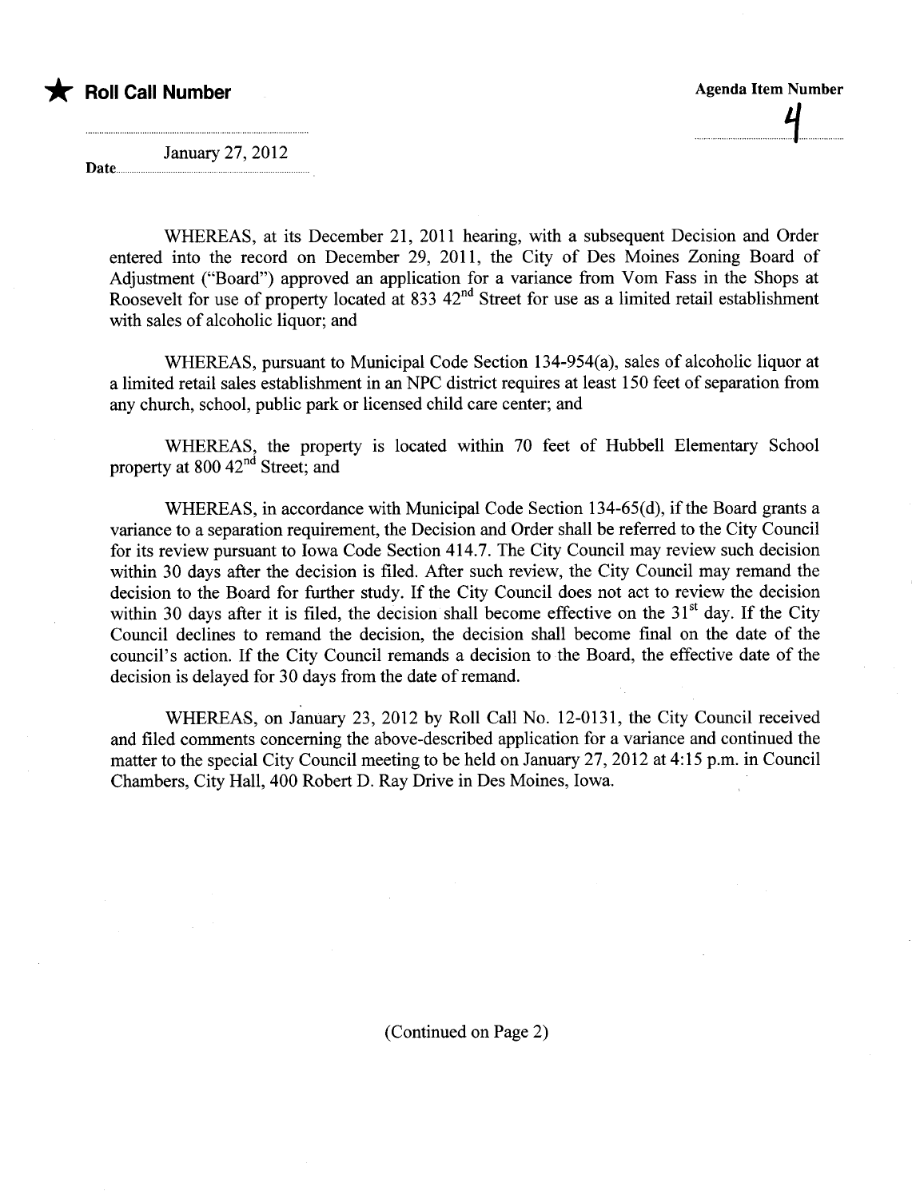★ **Roll Call Number**

**Agenda Item Number**

4

January 27, 2012

**Date**

WHEREAS, at its December 21, 2011 hearing, with a subsequent Decision and Order entered into the record on December 29, 2011, the City of Des Moines Zoning Board of Adjustment ("Board") approved an application for a variance from Vom Fass in the Shops at Roosevelt for use of property located at 833 42nd Street for use as a limited retail establishment with sales of alcoholic liquor; and

WHEREAS, pursuant to Municipal Code Section 134-954(a), sales of alcoholic liquor at a limited retail sales establishment in an NPC district requires at least 150 feet of separation from any church, school, public park or licensed child care center; and

WHEREAS, the property is located within 70 feet of Hubbell Elementary School property at 800 42nd Street; and

WHEREAS, in accordance with Municipal Code Section 134-65(d), if the Board grants a variance to a separation requirement, the Decision and Order shall be referred to the City Council for its review pursuant to Iowa Code Section 414.7. The City Council may review such decision within 30 days after the decision is filed. After such review, the City Council may remand the decision to the Board for further study. If the City Council does not act to review the decision within 30 days after it is filed, the decision shall become effective on the 31st day. If the City Council declines to remand the decision, the decision shall become final on the date of the council's action. If the City Council remands a decision to the Board, the effective date of the decision is delayed for 30 days from the date of remand.

WHEREAS, on January 23, 2012 by Roll Call No. 12-0131, the City Council received and filed comments concerning the above-described application for a variance and continued the matter to the special City Council meeting to be held on January 27, 2012 at 4:15 p.m. in Council Chambers, City Hall, 400 Robert D. Ray Drive in Des Moines, Iowa.

(Continued on Page 2)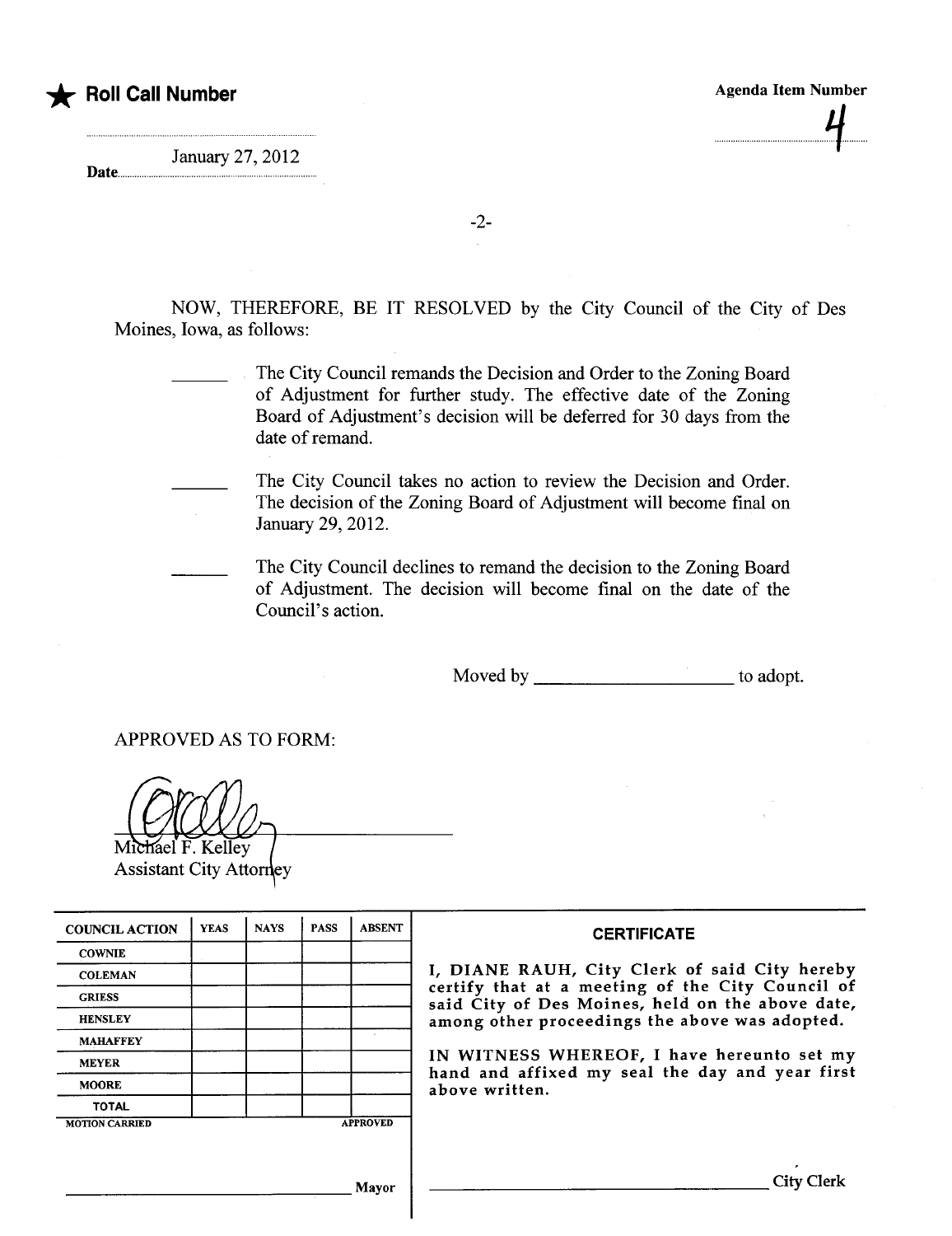★ **Roll Call Number**

Date January 27, 2012

Agenda Item Number

4

NOW, THEREFORE, BE IT RESOLVED by the City Council of the City of Des Moines, Iowa, as follows:

______ The City Council remands the Decision and Order to the Zoning Board of Adjustment for further study. The effective date of the Zoning Board of Adjustment's decision will be deferred for 30 days from the date of remand.

______ The City Council takes no action to review the Decision and Order. The decision of the Zoning Board of Adjustment will become final on January 29, 2012.

______ The City Council declines to remand the decision to the Zoning Board of Adjustment. The decision will become final on the date of the Council's action.

Moved by ____________________ to adopt.

APPROVED AS TO FORM:

Michael F. Kelley
Assistant City Attorney

| COUNCIL ACTION | YEAS | NAYS | PASS | ABSENT |
|---|---|---|---|---|
| COWNIE | | | | |
| COLEMAN | | | | |
| GRIESS | | | | |
| HENSLEY | | | | |
| MAHAFFEY | | | | |
| MEYER | | | | |
| MOORE | | | | |
| TOTAL | | | | |
| MOTION CARRIED | | | | APPROVED |

______________________________ Mayor

**CERTIFICATE**

I, DIANE RAUH, City Clerk of said City hereby certify that at a meeting of the City Council of said City of Des Moines, held on the above date, among other proceedings the above was adopted.

IN WITNESS WHEREOF, I have hereunto set my hand and affixed my seal the day and year first above written.

______________________________ City Clerk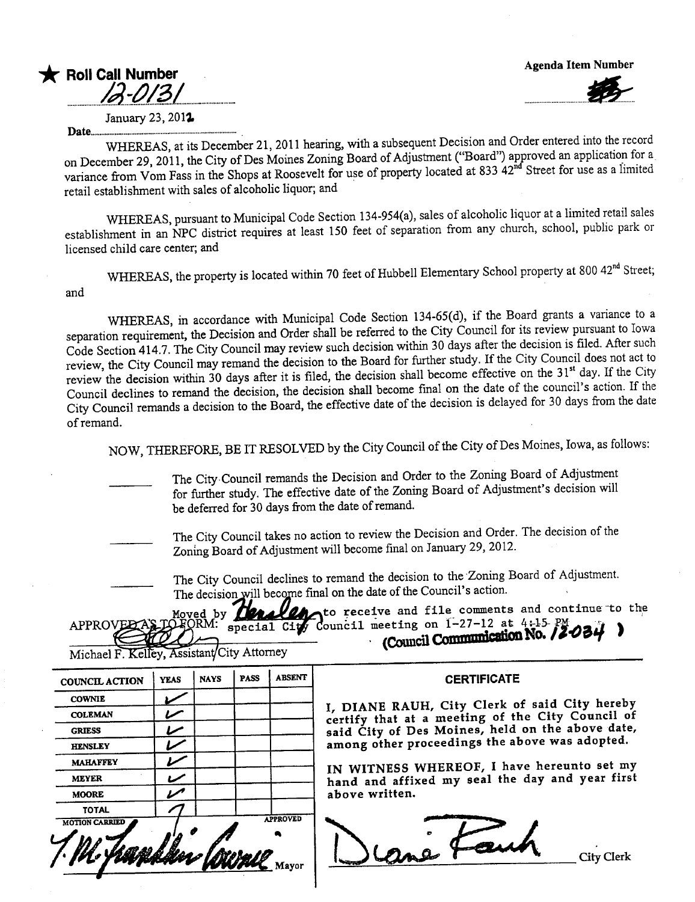★ **Roll Call Number**

12-0131

**Agenda Item Number**

January 23, 2012

Date

WHEREAS, at its December 21, 2011 hearing, with a subsequent Decision and Order entered into the record on December 29, 2011, the City of Des Moines Zoning Board of Adjustment ("Board") approved an application for a variance from Vom Fass in the Shops at Roosevelt for use of property located at 833 42nd Street for use as a limited retail establishment with sales of alcoholic liquor; and

WHEREAS, pursuant to Municipal Code Section 134-954(a), sales of alcoholic liquor at a limited retail sales establishment in an NPC district requires at least 150 feet of separation from any church, school, public park or licensed child care center; and

WHEREAS, the property is located within 70 feet of Hubbell Elementary School property at 800 42nd Street; and

WHEREAS, in accordance with Municipal Code Section 134-65(d), if the Board grants a variance to a separation requirement, the Decision and Order shall be referred to the City Council for its review pursuant to Iowa Code Section 414.7. The City Council may review such decision within 30 days after the decision is filed. After such review, the City Council may remand the decision to the Board for further study. If the City Council does not act to review the decision within 30 days after it is filed, the decision shall become effective on the 31st day. If the City Council declines to remand the decision, the decision shall become final on the date of the council's action. If the City Council remands a decision to the Board, the effective date of the decision is delayed for 30 days from the date of remand.

NOW, THEREFORE, BE IT RESOLVED by the City Council of the City of Des Moines, Iowa, as follows:

_____ The City Council remands the Decision and Order to the Zoning Board of Adjustment for further study. The effective date of the Zoning Board of Adjustment's decision will be deferred for 30 days from the date of remand.

_____ The City Council takes no action to review the Decision and Order. The decision of the Zoning Board of Adjustment will become final on January 29, 2012.

_____ The City Council declines to remand the decision to the Zoning Board of Adjustment. The decision will become final on the date of the Council's action.

Moved by Hensley to receive and file comments and continue to the special City Council meeting on 1-27-12 at 4:15 PM

APPROVED AS TO FORM:

(Council Communication No. 12-034)

Michael F. Kelley, Assistant City Attorney

| COUNCIL ACTION | YEAS | NAYS | PASS | ABSENT |
|---|---|---|---|---|
| COWNIE | ✓ | | | |
| COLEMAN | ✓ | | | |
| GRIESS | ✓ | | | |
| HENSLEY | ✓ | | | |
| MAHAFFEY | ✓ | | | |
| MEYER | ✓ | | | |
| MOORE | ✓ | | | |
| TOTAL | 7 | | | |

MOTION CARRIED APPROVED

T.M. Franklin Cownie Mayor

**CERTIFICATE**

I, DIANE RAUH, City Clerk of said City hereby certify that at a meeting of the City Council of said City of Des Moines, held on the above date, among other proceedings the above was adopted.

IN WITNESS WHEREOF, I have hereunto set my hand and affixed my seal the day and year first above written.

Diane Rauh City Clerk